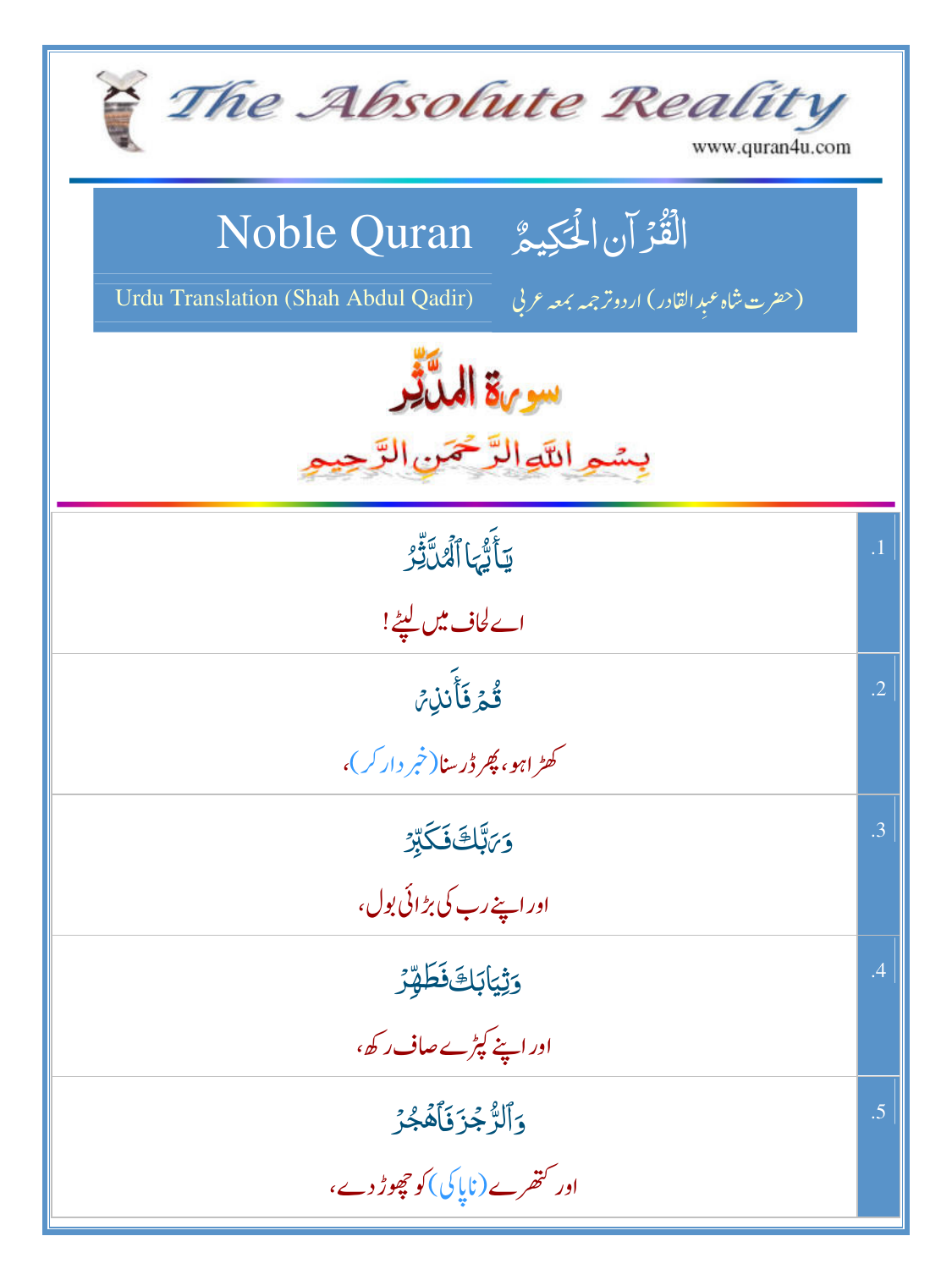# The Absolute Reality

www.quran4u.com

## Noble Quran — الْقُرْآنُ الْحَكِيمُ

Urdu Translation (Shah Abdul Qadir) — (حضرت شاہ عبدِالقادر) اردو ترجمہ بمعہ عربی

## سورۃ المدّثّر

بِسْمِ اللَّهِ الرَّحْمَٰنِ الرَّحِيمِ

| | |
|---|---|
| يَٰٓأَيُّهَا ٱلْمُدَّثِّرُ<br>اے لحاف میں لپٹے! | .1 |
| قُمْ فَأَنذِرْ<br>کھڑا ہو، پھر ڈر سنا (خبر دار کر)، | .2 |
| وَرَبَّكَ فَكَبِّرْ<br>اور اپنے رب کی بڑائی بول، | .3 |
| وَثِيَابَكَ فَطَهِّرْ<br>اور اپنے کپڑے صاف رکھ، | .4 |
| وَٱلرُّجْزَ فَٱهْجُرْ<br>اور کتھرے (ناپاکی) کو چھوڑ دے، | .5 |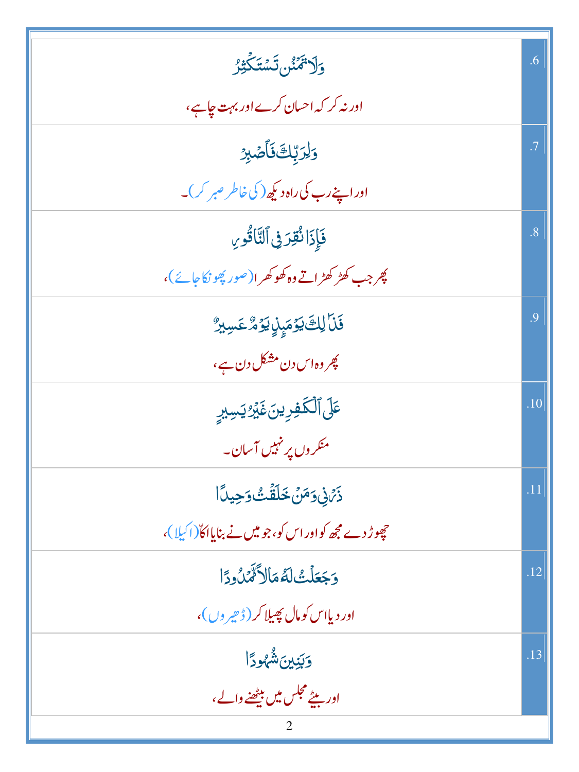| | |
|---|---|
| وَلَا تَمْنُن تَسْتَكْثِرُ<br>اور نہ کر کہ احسان کرے اور بہت چاہے، | 6. |
| وَلِرَبِّكَ فَٱصْبِرْ<br>اور اپنے رب کی راہ دیکھ (کی خاطر صبر کر)۔ | 7. |
| فَإِذَا نُقِرَ فِى ٱلنَّاقُورِ<br>پھر جب کھڑکھڑاتے وہ کھوکھرا (صور پھونکا جائے)، | 8. |
| فَذَٰلِكَ يَوْمَئِذٍ يَوْمٌ عَسِيرٌ<br>پھر وہ اس دن مشکل دن ہے، | 9. |
| عَلَى ٱلْكَٰفِرِينَ غَيْرُ يَسِيرٍ<br>منکروں پر نہیں آسان۔ | 10. |
| ذَرْنِى وَمَنْ خَلَقْتُ وَحِيدًا<br>چھوڑ دے مجھ کو اور اس کو، جو میں نے بنایا اکاّ (اکیلا)، | 11. |
| وَجَعَلْتُ لَهُۥ مَالًا مَّمْدُودًا<br>اور دیا اس کو مال پھیلا کر (ڈھیروں)، | 12. |
| وَبَنِينَ شُهُودًا<br>اور بیٹے مجلس میں بیٹھنے والے، | 13. |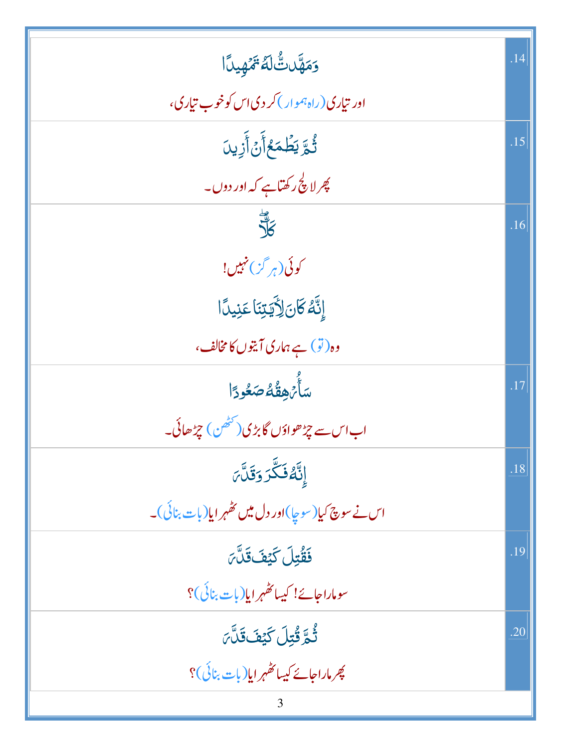| | |
|---|---|
| وَمَهَّدتُّ لَهُۥ تَمۡهِيدًا<br><br>اور تیاری (راہ ہموار) کر دی اس کو خوب تیاری، | .14 |
| ثُمَّ يَطۡمَعُ أَنۡ أَزِيدَ<br><br>پھر لالچ رکھتا ہے کہ اور دوں۔ | .15 |
| كَلَّآۖ<br><br>کوئی (ہر گز) نہیں!<br><br>إِنَّهُۥ كَانَ لِأٓيَٰتِنَا عَنِيدًا<br><br>وہ (تو) ہے ہماری آیتوں کا مخالف، | .16 |
| سَأُرۡهِقُهُۥ صَعُودًا<br><br>اب اس سے چڑھواؤں گا بڑی (کٹھن) چڑھائی۔ | .17 |
| إِنَّهُۥ فَكَّرَ وَقَدَّرَ<br><br>اس نے سوچ کیا (سوچا) اور دل میں ٹھہرایا (بات بنائی)۔ | .18 |
| فَقُتِلَ كَيۡفَ قَدَّرَ<br><br>سو مارا جائے! کیسا ٹھہرایا (بات بنائی)؟ | .19 |
| ثُمَّ قُتِلَ كَيۡفَ قَدَّرَ<br><br>پھر مارا جائے کیسا ٹھہرایا (بات بنائی)؟ | .20 |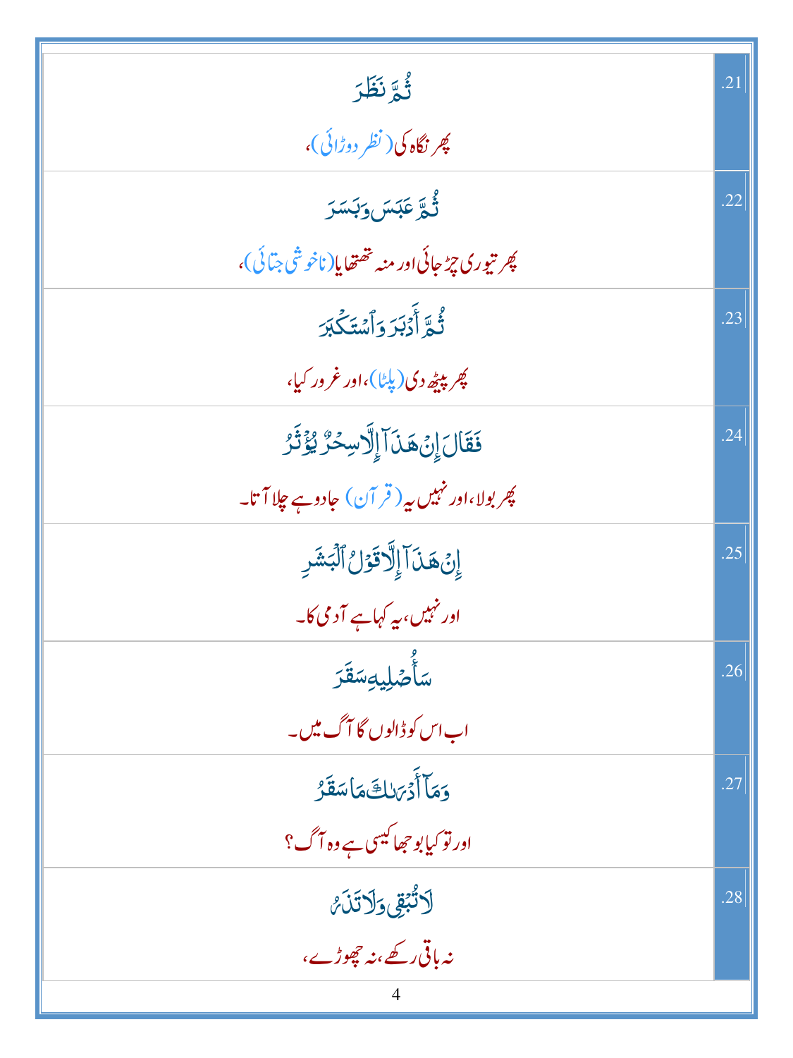| | |
|---|---|
| ثُمَّ نَظَرَ<br>پھر نگاہ کی (نظر دوڑائی)، | .21 |
| ثُمَّ عَبَسَ وَبَسَرَ<br>پھر تیوری چڑھائی اور منہ تھتھایا(ناخوشی جتائی)، | .22 |
| ثُمَّ أَدْبَرَ وَٱسْتَكْبَرَ<br>پھر پیٹھ دی (پلٹا)، اور غرور کیا، | .23 |
| فَقَالَ إِنْ هَـٰذَآ إِلَّا سِحْرٌ يُؤْثَرُ<br>پھر بولا، اور نہیں یہ (قرآن) جادو ہے چلا آتا۔ | .24 |
| إِنْ هَـٰذَآ إِلَّا قَوْلُ ٱلْبَشَرِ<br>اور نہیں، یہ کہا ہے آدمی کا۔ | .25 |
| سَأُصْلِيهِ سَقَرَ<br>اب اس کو ڈالوں گا آگ میں۔ | .26 |
| وَمَآ أَدْرَىٰكَ مَا سَقَرُ<br>اور تو کیا بوجھا کیسی ہے وہ آگ؟ | .27 |
| لَا تُبْقِى وَلَا تَذَرُ<br>نہ باقی رکھے، نہ چھوڑے، | .28 |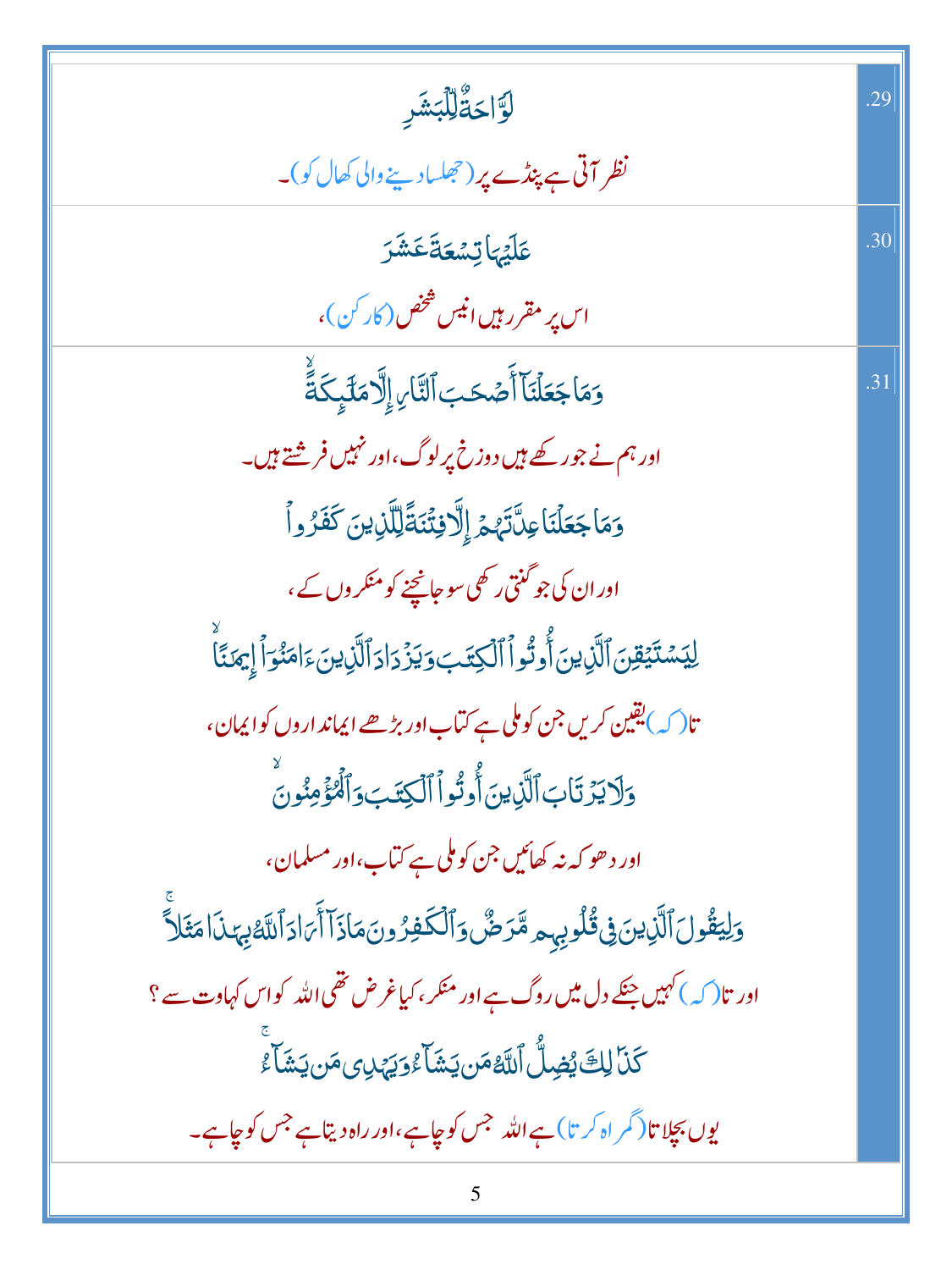| | |
|---|---|
| لَوَّاحَةٌ لِّلْبَشَرِ<br>نظر آتی ہے پنڈے پر (جھلسا دینے والی کھال کو)۔ | .29 |
| عَلَيْهَا تِسْعَةَ عَشَرَ<br>اس پر مقرر ہیں انیس شخص (کارکن)، | .30 |
| وَمَا جَعَلْنَآ أَصْحَٰبَ ٱلنَّارِ إِلَّا مَلَٰٓئِكَةً<br>اور ہم نے جو رکھے ہیں دوزخ پر لوگ، اور نہیں فرشتے ہیں۔<br>وَمَا جَعَلْنَا عِدَّتَهُمْ إِلَّا فِتْنَةً لِّلَّذِينَ كَفَرُوا۟<br>اور ان کی جو گنتی رکھی سو جانچنے کو منکروں کے،<br>لِيَسْتَيْقِنَ ٱلَّذِينَ أُوتُوا۟ ٱلْكِتَٰبَ وَيَزْدَادَ ٱلَّذِينَ ءَامَنُوٓا۟ إِيمَٰنًا<br>تا (کہ) یقین کریں جن کو ملی ہے کتاب اور بڑھے ایمانداروں کو ایمان،<br>وَلَا يَرْتَابَ ٱلَّذِينَ أُوتُوا۟ ٱلْكِتَٰبَ وَٱلْمُؤْمِنُونَ<br>اور دھوکہ نہ کھائیں جن کو ملی ہے کتاب، اور مسلمان،<br>وَلِيَقُولَ ٱلَّذِينَ فِى قُلُوبِهِم مَّرَضٌ وَٱلْكَٰفِرُونَ مَاذَآ أَرَادَ ٱللَّهُ بِهَٰذَا مَثَلًا<br>اور تا (کہ) کہیں جنکے دل میں روگ ہے اور منکر، کیا غرض تھی اللہ کو اس کہاوت سے؟<br>كَذَٰلِكَ يُضِلُّ ٱللَّهُ مَن يَشَآءُ وَيَهْدِى مَن يَشَآءُ<br>یوں بچلاتا (گمراہ کرتا) ہے اللہ جس کو چاہے، اور راہ دیتا ہے جس کو چاہے۔ | .31 |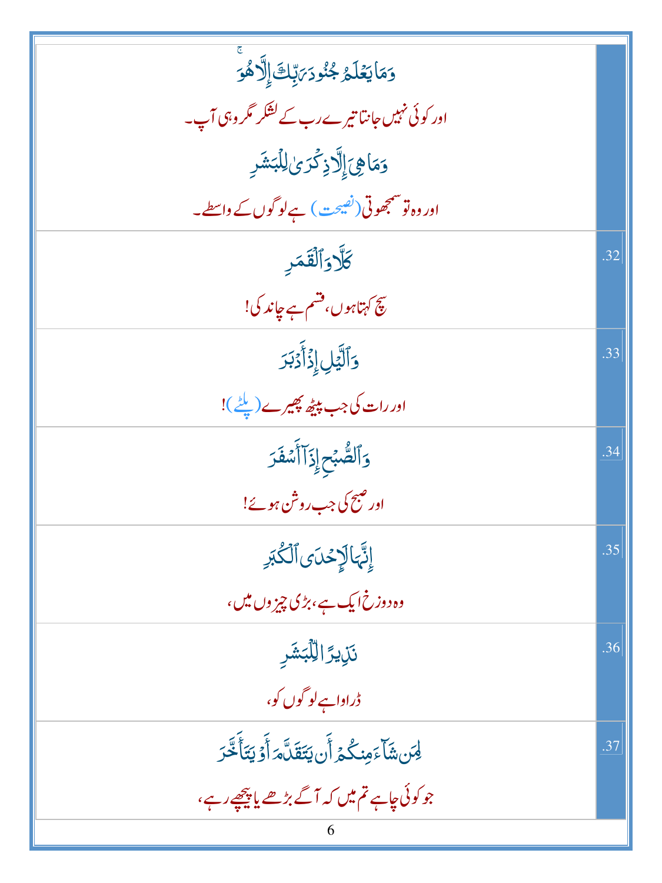| | |
|---|---|
| وَمَا يَعْلَمُ جُنُودَ رَبِّكَ إِلَّا هُوَ ۚ<br>اور کوئی نہیں جانتا تیرے رب کے لشکر مگر وہی آپ۔<br>وَمَا هِيَ إِلَّا ذِكْرَىٰ لِلْبَشَرِ<br>اور وہ تو سمجھوتی (نصیحت) ہے لوگوں کے واسطے۔ | |
| كَلَّا وَٱلْقَمَرِ<br>سچ کہتا ہوں، قسم ہے چاند کی! | .32 |
| وَٱلَّيْلِ إِذْ أَدْبَرَ<br>اور رات کی جب پیٹھ پھیرے (پلٹے)! | .33 |
| وَٱلصُّبْحِ إِذَآ أَسْفَرَ<br>اور صبح کی جب روشن ہوئے! | .34 |
| إِنَّهَا لَإِحْدَى ٱلْكُبَرِ<br>وہ دوزخ ایک ہے، بڑی چیزوں میں، | .35 |
| نَذِيرًا لِّلْبَشَرِ<br>ڈراوا ہے لوگوں کو، | .36 |
| لِمَن شَآءَ مِنكُمْ أَن يَتَقَدَّمَ أَوْ يَتَأَخَّرَ<br>جو کوئی چاہے تم میں کہ آگے بڑھے یا پیچھے رہے، | .37 |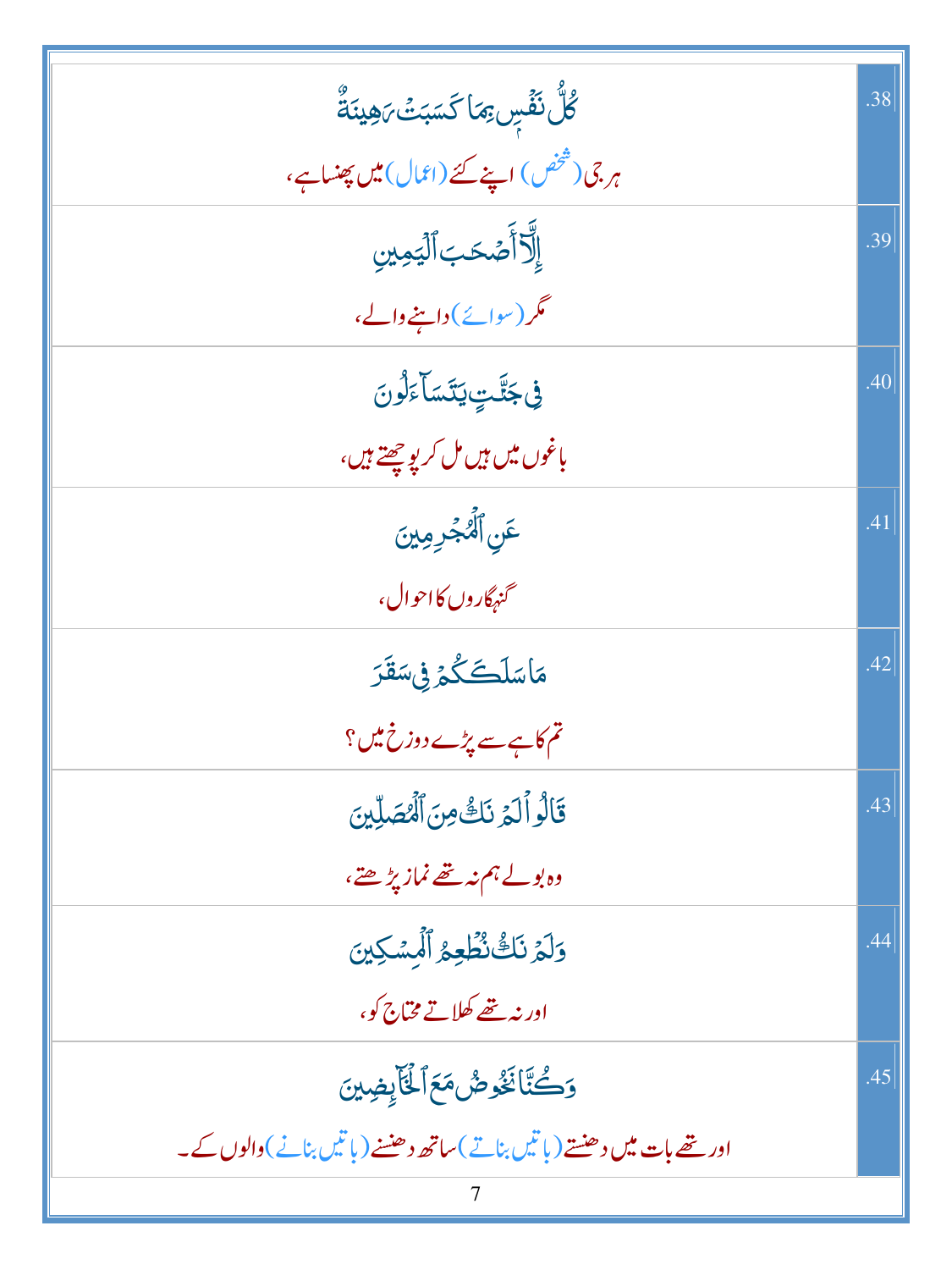| | |
|---|---|
| كُلُّ نَفْسٍ بِمَا كَسَبَتْ رَهِينَةٌ<br>ہر جی (شخص) اپنے کئے (اعمال) میں پھنسا ہے، | .38 |
| إِلَّآ أَصْحَٰبَ ٱلْيَمِينِ<br>مگر (سوائے) داہنے والے، | .39 |
| فِى جَنَّٰتٍ يَتَسَآءَلُونَ<br>باغوں میں ہیں مل کر پوچھتے ہیں، | .40 |
| عَنِ ٱلْمُجْرِمِينَ<br>گنہگاروں کا احوال، | .41 |
| مَا سَلَكَكُمْ فِى سَقَرَ<br>تم کاہے سے پڑے دوزخ میں؟ | .42 |
| قَالُوا۟ لَمْ نَكُ مِنَ ٱلْمُصَلِّينَ<br>وہ بولے ہم نہ تھے نماز پڑھتے، | .43 |
| وَلَمْ نَكُ نُطْعِمُ ٱلْمِسْكِينَ<br>اور نہ تھے کھلاتے محتاج کو، | .44 |
| وَكُنَّا نَخُوضُ مَعَ ٱلْخَآئِضِينَ<br>اور تھے بات میں دھنستے (باتیں بناتے) ساتھ دھنسنے (باتیں بنانے) والوں کے۔ | .45 |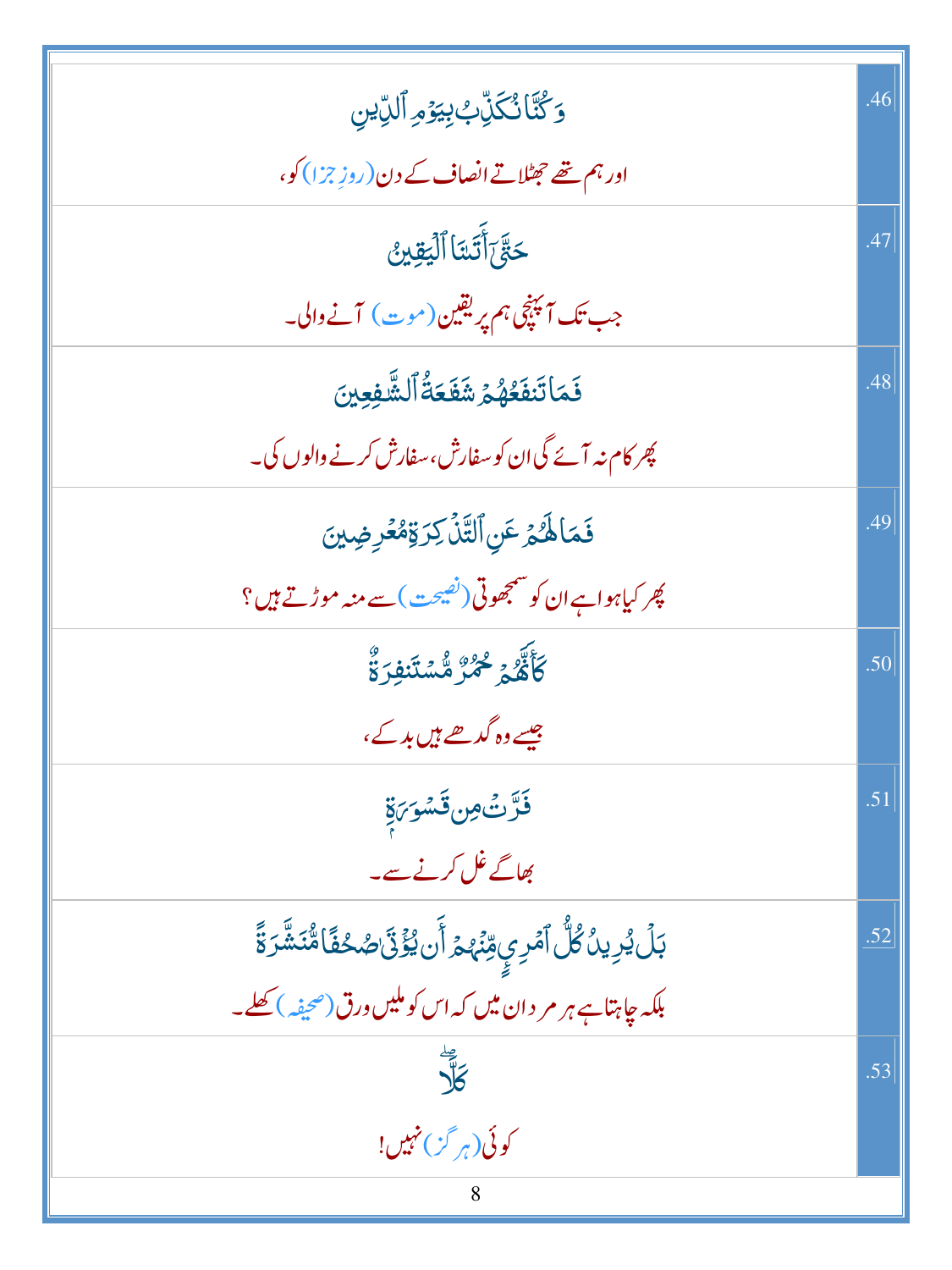| | |
|---|---|
| وَكُنَّا نُكَذِّبُ بِيَوۡمِ ٱلدِّينِ<br>اور ہم تھے جھٹلاتے انصاف کے دن (روزِ جزا) کو، | .46 |
| حَتَّىٰٓ أَتَىٰنَا ٱلۡيَقِينُ<br>جب تک آپہنچی ہم پر یقین (موت) آنے والی۔ | .47 |
| فَمَا تَنفَعُهُمۡ شَفَٰعَةُ ٱلشَّٰفِعِينَ<br>پھر کام نہ آئے گی ان کو سفارش، سفارش کرنے والوں کی۔ | .48 |
| فَمَا لَهُمۡ عَنِ ٱلتَّذۡكِرَةِ مُعۡرِضِينَ<br>پھر کیا ہوا ہے ان کو سمجھوتی (نصیحت) سے منہ موڑتے ہیں؟ | .49 |
| كَأَنَّهُمۡ حُمُرٞ مُّسۡتَنفِرَةٞ<br>جیسے وہ گدھے ہیں بدکے، | .50 |
| فَرَّتۡ مِن قَسۡوَرَةِۭ<br>بھاگے غل کرنے سے۔ | .51 |
| بَلۡ يُرِيدُ كُلُّ ٱمۡرِيٕٖ مِّنۡهُمۡ أَن يُؤۡتَىٰ صُحُفٗا مُّنَشَّرَةٗ<br>بلکہ چاہتا ہے ہر مرد ان میں کہ اس کو ملیں ورق (صحیفہ) کھلے۔ | .52 |
| كَلَّاۖ<br>کوئی (ہرگز) نہیں! | .53 |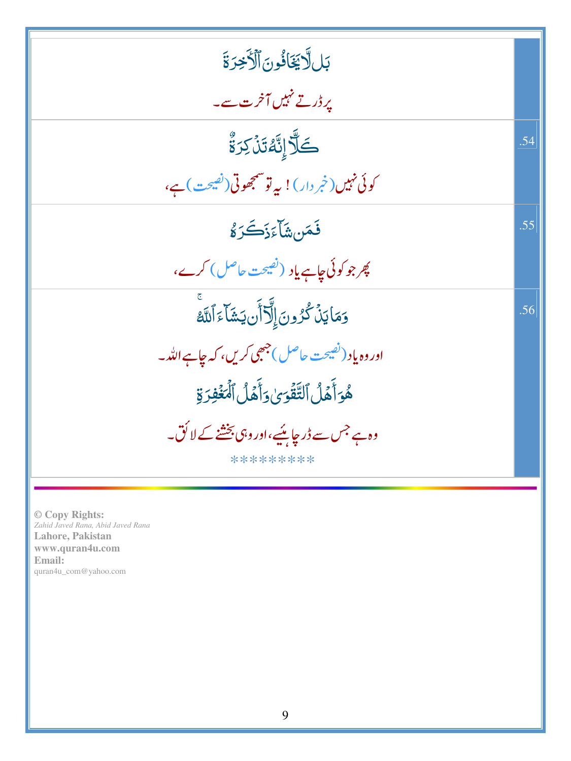| | |
|---|---|
| بَل لَّا يَخَافُونَ الْآخِرَةَ<br>پر ڈرتے نہیں آخرت سے۔ | |
| كَلَّا إِنَّهُ تَذْكِرَةٌ<br>کوئی نہیں (خبر دار) ! یہ تو سمجھوتی (نصیحت) ہے، | .54 |
| فَمَن شَاءَ ذَكَرَهُ<br>پھر جو کوئی چاہے یاد (نصیحت حاصل) کرے، | .55 |
| وَمَا يَذْكُرُونَ إِلَّا أَن يَشَاءَ اللَّهُ<br>اور وہ یاد (نصیحت حاصل) جبھی کریں، کہ چاہے اللہ۔<br>هُوَ أَهْلُ التَّقْوَىٰ وَأَهْلُ الْمَغْفِرَةِ<br>وہ ہے جس سے ڈر چاہیئے، اور وہی بخشنے کے لائق۔<br>********* | .56 |

© Copy Rights:
*Zahid Javed Rana, Abid Javed Rana*
**Lahore, Pakistan**
**www.quran4u.com**
**Email:**
quran4u_com@yahoo.com